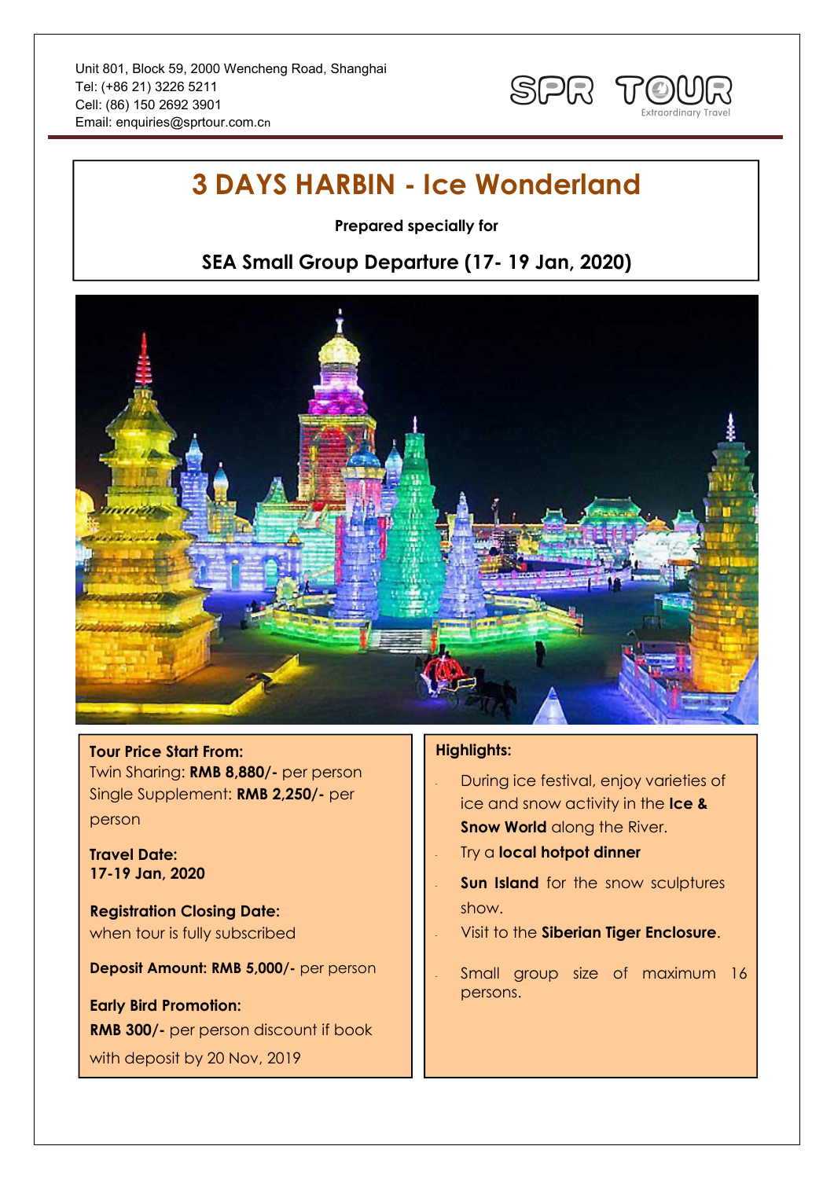Unit 801, Block 59, 2000 Wencheng Road, Shanghai
Tel: (+86 21) 3226 5211
Cell: (86) 150 2692 3901
Email: enquiries@sprtour.com.cn

SPR TOUR
Extraordinary Travel

# 3 DAYS HARBIN - Ice Wonderland

**Prepared specially for**

## SEA Small Group Departure (17- 19 Jan, 2020)

**Tour Price Start From:**
Twin Sharing: **RMB 8,880/-** per person
Single Supplement: **RMB 2,250/-** per person

**Travel Date:**
**17-19 Jan, 2020**

**Registration Closing Date:**
when tour is fully subscribed

**Deposit Amount: RMB 5,000/-** per person

**Early Bird Promotion:**
**RMB 300/-** per person discount if book with deposit by 20 Nov, 2019

**Highlights:**

- During ice festival, enjoy varieties of ice and snow activity in the **Ice & Snow World** along the River.
- Try a **local hotpot dinner**
- **Sun Island** for the snow sculptures show.
- Visit to the **Siberian Tiger Enclosure**.
- Small group size of maximum 16 persons.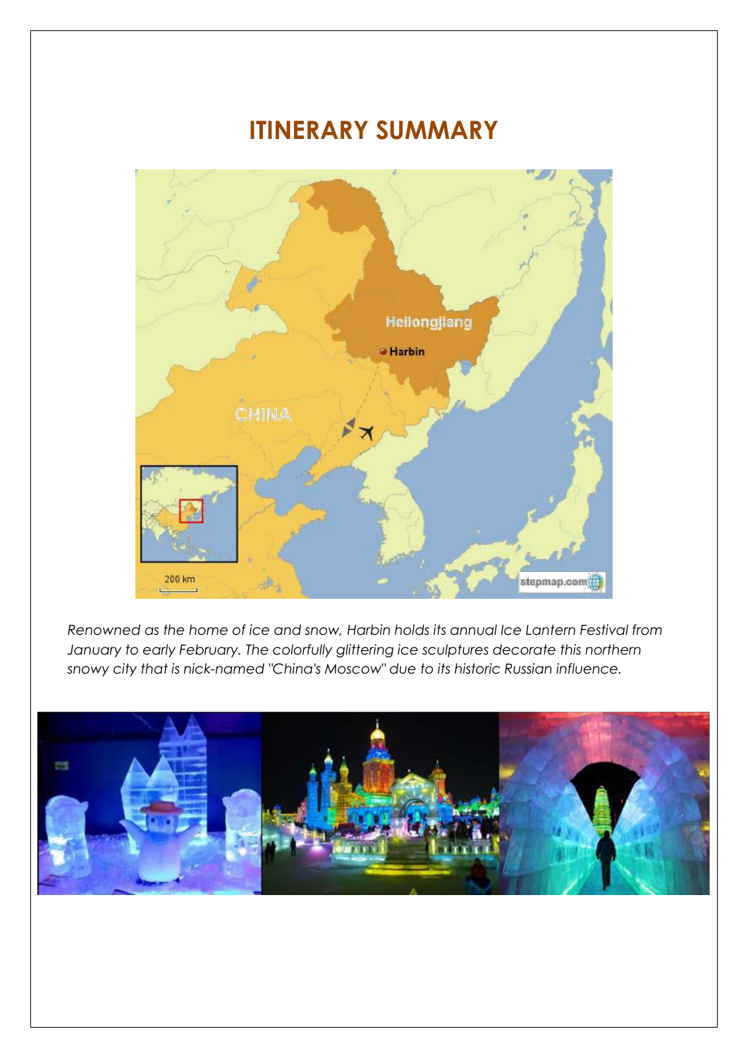# ITINERARY SUMMARY

*Renowned as the home of ice and snow, Harbin holds its annual Ice Lantern Festival from January to early February. The colorfully glittering ice sculptures decorate this northern snowy city that is nick-named "China's Moscow" due to its historic Russian influence.*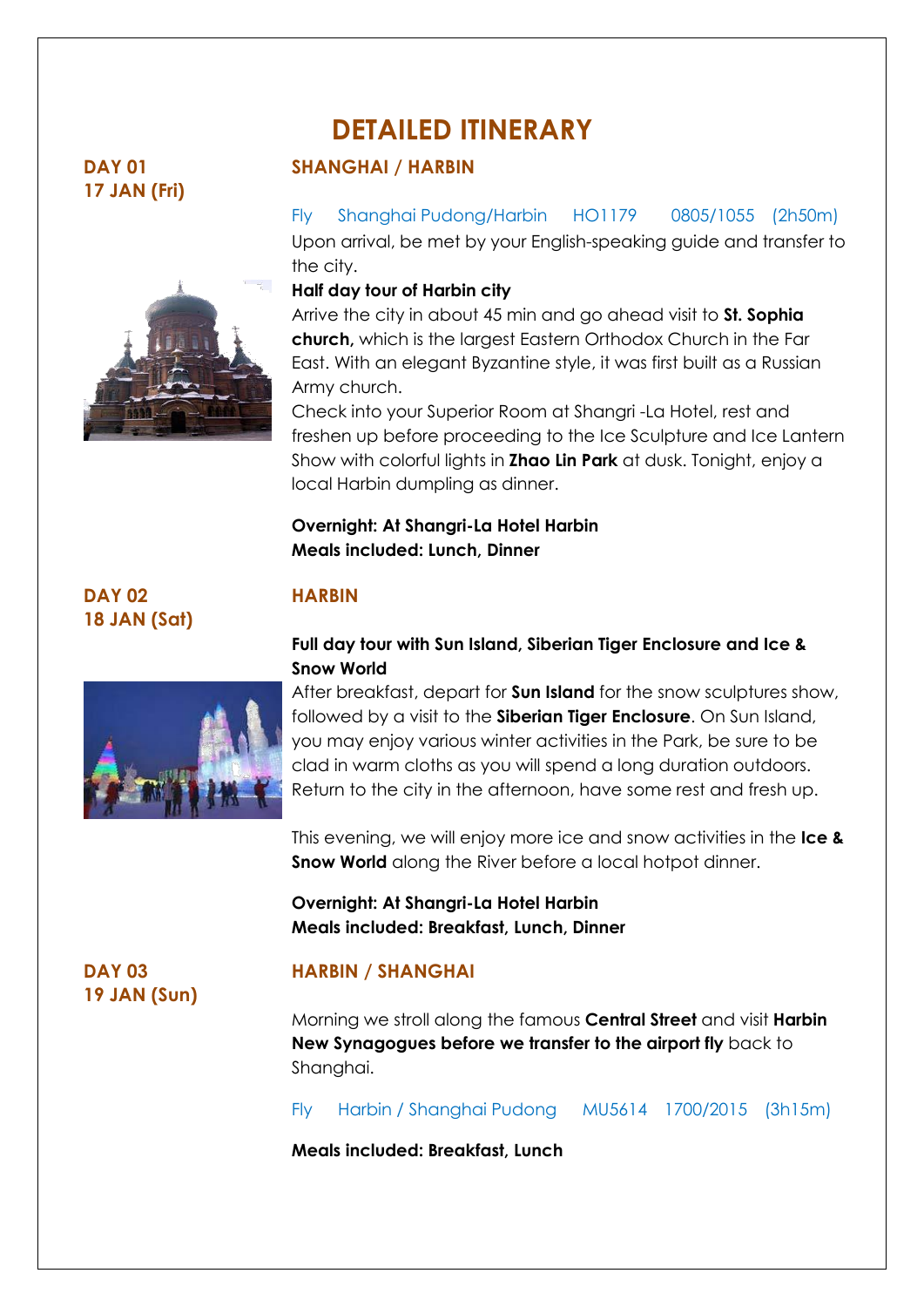# DETAILED ITINERARY

## DAY 01
## 17 JAN (Fri)

### SHANGHAI / HARBIN

Fly Shanghai Pudong/Harbin HO1179 0805/1055 (2h50m)

Upon arrival, be met by your English-speaking guide and transfer to the city.

**Half day tour of Harbin city**

Arrive the city in about 45 min and go ahead visit to **St. Sophia church,** which is the largest Eastern Orthodox Church in the Far East. With an elegant Byzantine style, it was first built as a Russian Army church.

Check into your Superior Room at Shangri -La Hotel, rest and freshen up before proceeding to the Ice Sculpture and Ice Lantern Show with colorful lights in **Zhao Lin Park** at dusk. Tonight, enjoy a local Harbin dumpling as dinner.

**Overnight: At Shangri-La Hotel Harbin**
**Meals included: Lunch, Dinner**

## DAY 02
## 18 JAN (Sat)

### HARBIN

**Full day tour with Sun Island, Siberian Tiger Enclosure and Ice & Snow World**

After breakfast, depart for **Sun Island** for the snow sculptures show, followed by a visit to the **Siberian Tiger Enclosure**. On Sun Island, you may enjoy various winter activities in the Park, be sure to be clad in warm cloths as you will spend a long duration outdoors. Return to the city in the afternoon, have some rest and fresh up.

This evening, we will enjoy more ice and snow activities in the **Ice & Snow World** along the River before a local hotpot dinner.

**Overnight: At Shangri-La Hotel Harbin**
**Meals included: Breakfast, Lunch, Dinner**

## DAY 03
## 19 JAN (Sun)

### HARBIN / SHANGHAI

Morning we stroll along the famous **Central Street** and visit **Harbin New Synagogues before we transfer to the airport fly** back to Shanghai.

Fly Harbin / Shanghai Pudong MU5614 1700/2015 (3h15m)

**Meals included: Breakfast, Lunch**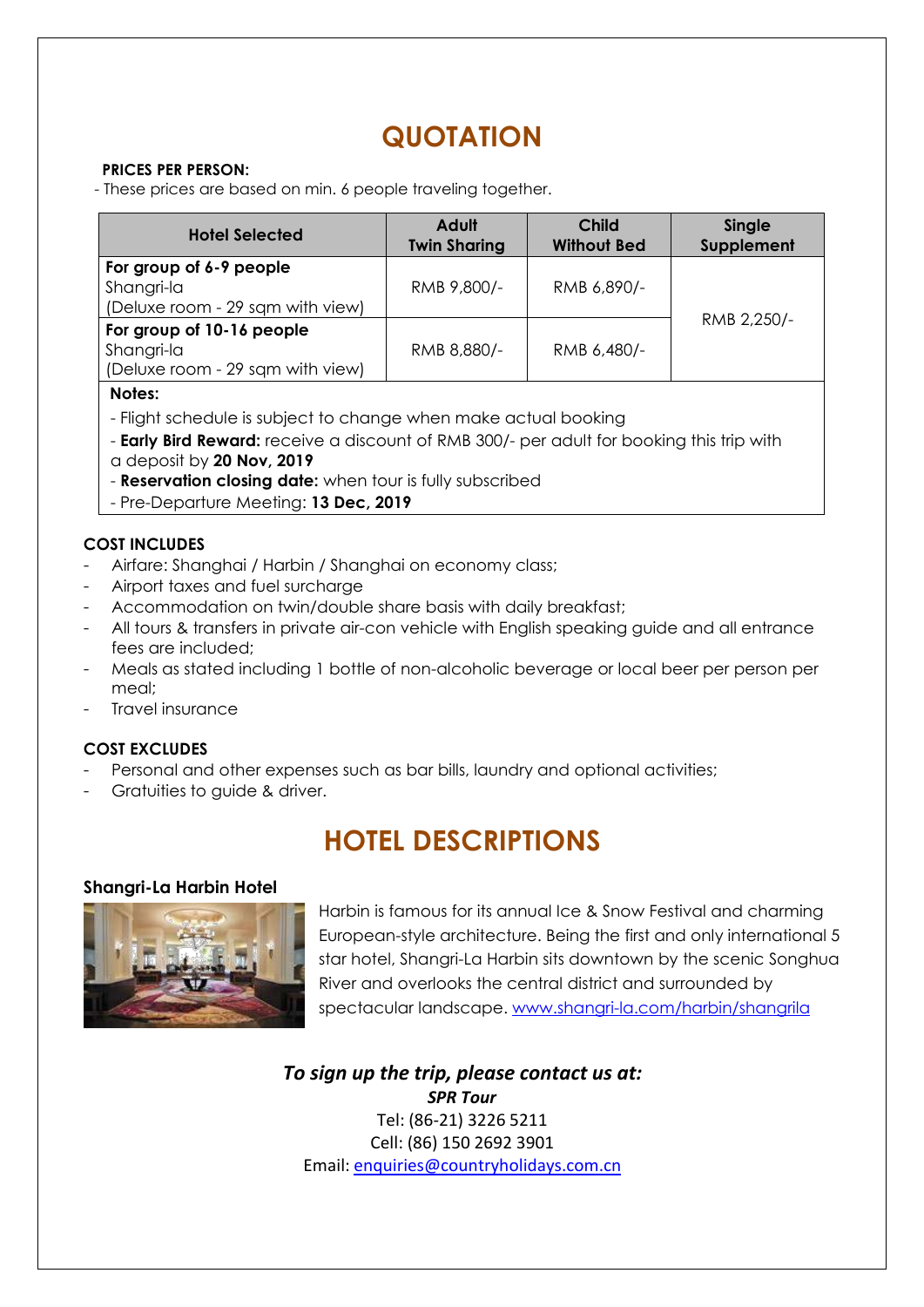# QUOTATION

**PRICES PER PERSON:**

- These prices are based on min. 6 people traveling together.

| Hotel Selected | Adult Twin Sharing | Child Without Bed | Single Supplement |
|---|---|---|---|
| **For group of 6-9 people** Shangri-la (Deluxe room - 29 sqm with view) | RMB 9,800/- | RMB 6,890/- | RMB 2,250/- |
| **For group of 10-16 people** Shangri-la (Deluxe room - 29 sqm with view) | RMB 8,880/- | RMB 6,480/- | |

**Notes:**

- Flight schedule is subject to change when make actual booking
- **Early Bird Reward:** receive a discount of RMB 300/- per adult for booking this trip with a deposit by **20 Nov, 2019**
- **Reservation closing date:** when tour is fully subscribed
- Pre-Departure Meeting: **13 Dec, 2019**

**COST INCLUDES**

- Airfare: Shanghai / Harbin / Shanghai on economy class;
- Airport taxes and fuel surcharge
- Accommodation on twin/double share basis with daily breakfast;
- All tours & transfers in private air-con vehicle with English speaking guide and all entrance fees are included;
- Meals as stated including 1 bottle of non-alcoholic beverage or local beer per person per meal;
- Travel insurance

**COST EXCLUDES**

- Personal and other expenses such as bar bills, laundry and optional activities;
- Gratuities to guide & driver.

# HOTEL DESCRIPTIONS

**Shangri-La Harbin Hotel**

Harbin is famous for its annual Ice & Snow Festival and charming European-style architecture. Being the first and only international 5 star hotel, Shangri-La Harbin sits downtown by the scenic Songhua River and overlooks the central district and surrounded by spectacular landscape. www.shangri-la.com/harbin/shangrila

***To sign up the trip, please contact us at:***

***SPR Tour***

Tel: (86-21) 3226 5211

Cell: (86) 150 2692 3901

Email: enquiries@countryholidays.com.cn